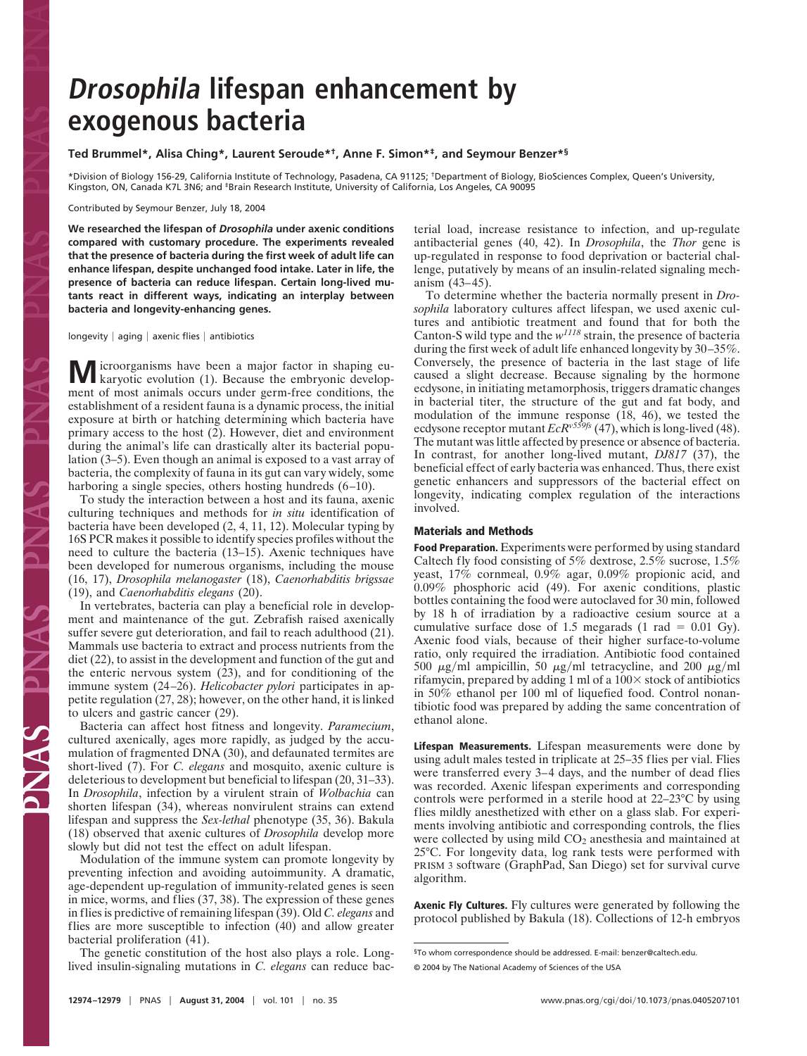# *Drosophila* lifespan enhancement by exogenous bacteria

**Ted Brummel\*, Alisa Ching\*, Laurent Seroude\*†, Anne F. Simon\*‡, and Seymour Benzer\*§**

\*Division of Biology 156-29, California Institute of Technology, Pasadena, CA 91125; †Department of Biology, BioSciences Complex, Queen's University, Kingston, ON, Canada K7L 3N6; and ‡Brain Research Institute, University of California, Los Angeles, CA 90095

Contributed by Seymour Benzer, July 18, 2004

**We researched the lifespan of *Drosophila* under axenic conditions compared with customary procedure. The experiments revealed that the presence of bacteria during the first week of adult life can enhance lifespan, despite unchanged food intake. Later in life, the presence of bacteria can reduce lifespan. Certain long-lived mutants react in different ways, indicating an interplay between bacteria and longevity-enhancing genes.**

longevity | aging | axenic flies | antibiotics

Microorganisms have been a major factor in shaping eukaryotic evolution (1). Because the embryonic development of most animals occurs under germ-free conditions, the establishment of a resident fauna is a dynamic process, the initial exposure at birth or hatching determining which bacteria have primary access to the host (2). However, diet and environment during the animal's life can drastically alter its bacterial population (3–5). Even though an animal is exposed to a vast array of bacteria, the complexity of fauna in its gut can vary widely, some harboring a single species, others hosting hundreds (6–10).

To study the interaction between a host and its fauna, axenic culturing techniques and methods for *in situ* identification of bacteria have been developed (2, 4, 11, 12). Molecular typing by 16S PCR makes it possible to identify species profiles without the need to culture the bacteria (13–15). Axenic techniques have been developed for numerous organisms, including the mouse (16, 17), *Drosophila melanogaster* (18), *Caenorhabditis brigssae* (19), and *Caenorhabditis elegans* (20).

In vertebrates, bacteria can play a beneficial role in development and maintenance of the gut. Zebrafish raised axenically suffer severe gut deterioration, and fail to reach adulthood (21). Mammals use bacteria to extract and process nutrients from the diet (22), to assist in the development and function of the gut and the enteric nervous system (23), and for conditioning of the immune system (24–26). *Helicobacter pylori* participates in appetite regulation (27, 28); however, on the other hand, it is linked to ulcers and gastric cancer (29).

Bacteria can affect host fitness and longevity. *Paramecium*, cultured axenically, ages more rapidly, as judged by the accumulation of fragmented DNA (30), and defaunated termites are short-lived (7). For *C. elegans* and mosquito, axenic culture is deleterious to development but beneficial to lifespan (20, 31–33). In *Drosophila*, infection by a virulent strain of *Wolbachia* can shorten lifespan (34), whereas nonvirulent strains can extend lifespan and suppress the *Sex-lethal* phenotype (35, 36). Bakula (18) observed that axenic cultures of *Drosophila* develop more slowly but did not test the effect on adult lifespan.

Modulation of the immune system can promote longevity by preventing infection and avoiding autoimmunity. A dramatic, age-dependent up-regulation of immunity-related genes is seen in mice, worms, and flies (37, 38). The expression of these genes in flies is predictive of remaining lifespan (39). Old *C. elegans* and flies are more susceptible to infection (40) and allow greater bacterial proliferation (41).

The genetic constitution of the host also plays a role. Long-lived insulin-signaling mutations in *C. elegans* can reduce bacterial load, increase resistance to infection, and up-regulate antibacterial genes (40, 42). In *Drosophila*, the *Thor* gene is up-regulated in response to food deprivation or bacterial challenge, putatively by means of an insulin-related signaling mechanism (43–45).

To determine whether the bacteria normally present in *Drosophila* laboratory cultures affect lifespan, we used axenic cultures and antibiotic treatment and found that for both the Canton-S wild type and the $w^{1118}$ strain, the presence of bacteria during the first week of adult life enhanced longevity by 30–35%. Conversely, the presence of bacteria in the last stage of life caused a slight decrease. Because signaling by the hormone ecdysone, in initiating metamorphosis, triggers dramatic changes in bacterial titer, the structure of the gut and fat body, and modulation of the immune response (18, 46), we tested the ecdysone receptor mutant $EcR^{v559fs}$ (47), which is long-lived (48). The mutant was little affected by presence or absence of bacteria. In contrast, for another long-lived mutant, *DJ817* (37), the beneficial effect of early bacteria was enhanced. Thus, there exist genetic enhancers and suppressors of the bacterial effect on longevity, indicating complex regulation of the interactions involved.

## Materials and Methods

**Food Preparation.** Experiments were performed by using standard Caltech fly food consisting of 5% dextrose, 2.5% sucrose, 1.5% yeast, 17% cornmeal, 0.9% agar, 0.09% propionic acid, and 0.09% phosphoric acid (49). For axenic conditions, plastic bottles containing the food were autoclaved for 30 min, followed by 18 h of irradiation by a radioactive cesium source at a cumulative surface dose of 1.5 megarads (1 rad = 0.01 Gy). Axenic food vials, because of their higher surface-to-volume ratio, only required the irradiation. Antibiotic food contained 500 μg/ml ampicillin, 50 μg/ml tetracycline, and 200 μg/ml rifamycin, prepared by adding 1 ml of a 100× stock of antibiotics in 50% ethanol per 100 ml of liquefied food. Control nonantibiotic food was prepared by adding the same concentration of ethanol alone.

**Lifespan Measurements.** Lifespan measurements were done by using adult males tested in triplicate at 25–35 flies per vial. Flies were transferred every 3–4 days, and the number of dead flies was recorded. Axenic lifespan experiments and corresponding controls were performed in a sterile hood at 22–23°C by using flies mildly anesthetized with ether on a glass slab. For experiments involving antibiotic and corresponding controls, the flies were collected by using mild $CO_2$ anesthesia and maintained at 25°C. For longevity data, log rank tests were performed with PRISM 3 software (GraphPad, San Diego) set for survival curve algorithm.

**Axenic Fly Cultures.** Fly cultures were generated by following the protocol published by Bakula (18). Collections of 12-h embryos

§To whom correspondence should be addressed. E-mail: benzer@caltech.edu.

© 2004 by The National Academy of Sciences of the USA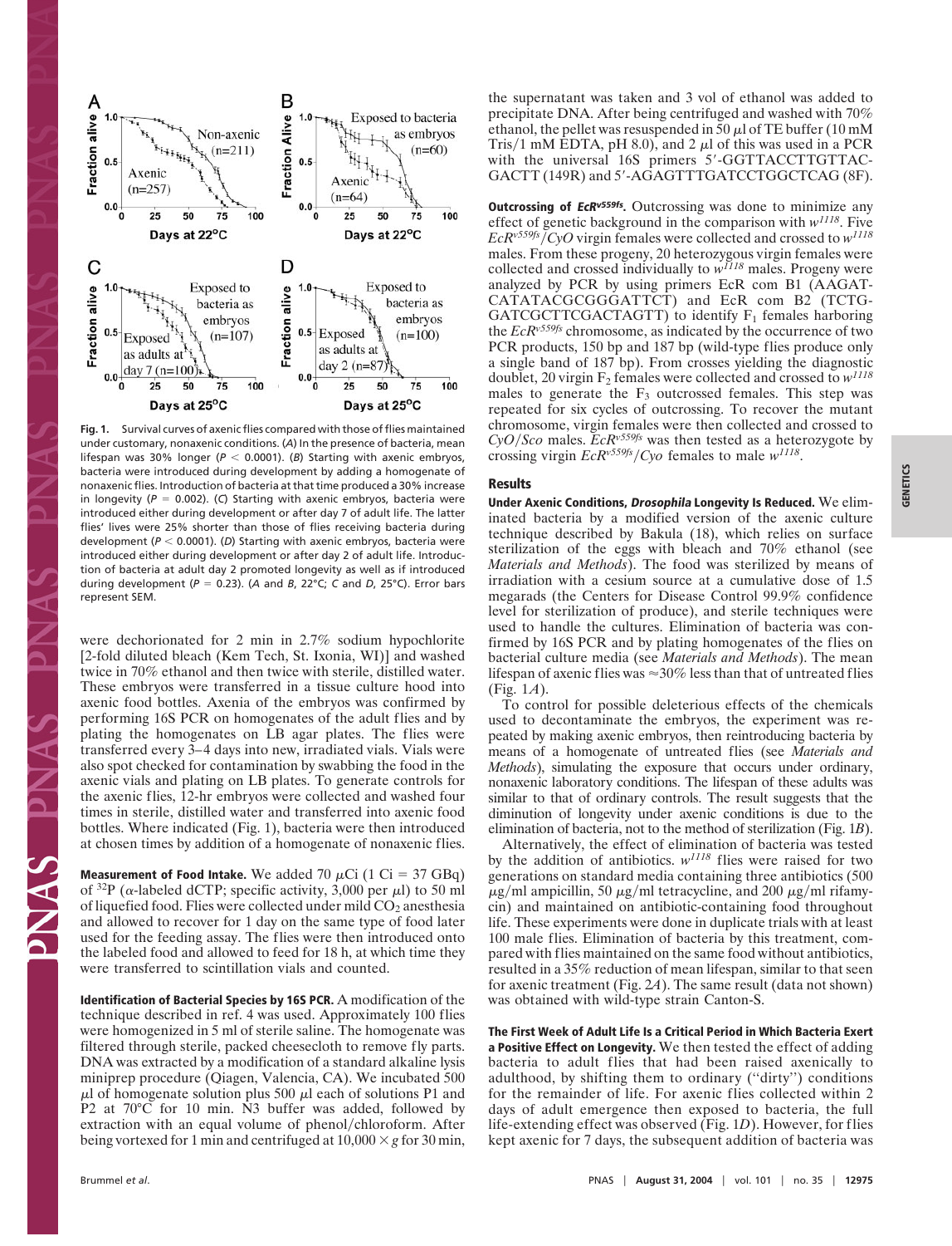**Fig. 1.** Survival curves of axenic flies compared with those of flies maintained under customary, nonaxenic conditions. (*A*) In the presence of bacteria, mean lifespan was 30% longer ($P < 0.0001$). (*B*) Starting with axenic embryos, bacteria were introduced during development by adding a homogenate of nonaxenic flies. Introduction of bacteria at that time produced a 30% increase in longevity ($P = 0.002$). (*C*) Starting with axenic embryos, bacteria were introduced either during development or after day 7 of adult life. The latter flies' lives were 25% shorter than those of flies receiving bacteria during development ($P < 0.0001$). (*D*) Starting with axenic embryos, bacteria were introduced either during development or after day 2 of adult life. Introduction of bacteria at adult day 2 promoted longevity as well as if introduced during development ($P = 0.23$). (*A* and *B*, 22°C; *C* and *D*, 25°C). Error bars represent SEM.

were dechorionated for 2 min in 2.7% sodium hypochlorite [2-fold diluted bleach (Kem Tech, St. Ixonia, WI)] and washed twice in 70% ethanol and then twice with sterile, distilled water. These embryos were transferred in a tissue culture hood into axenic food bottles. Axenia of the embryos was confirmed by performing 16S PCR on homogenates of the adult flies and by plating the homogenates on LB agar plates. The flies were transferred every 3–4 days into new, irradiated vials. Vials were also spot checked for contamination by swabbing the food in the axenic vials and plating on LB plates. To generate controls for the axenic flies, 12-hr embryos were collected and washed four times in sterile, distilled water and transferred into axenic food bottles. Where indicated (Fig. 1), bacteria were then introduced at chosen times by addition of a homogenate of nonaxenic flies.

**Measurement of Food Intake.** We added 70 μCi (1 Ci = 37 GBq) of $^{32}$P (α-labeled dCTP; specific activity, 3,000 per μl) to 50 ml of liquefied food. Flies were collected under mild $CO_2$ anesthesia and allowed to recover for 1 day on the same type of food later used for the feeding assay. The flies were then introduced onto the labeled food and allowed to feed for 18 h, at which time they were transferred to scintillation vials and counted.

**Identification of Bacterial Species by 16S PCR.** A modification of the technique described in ref. 4 was used. Approximately 100 flies were homogenized in 5 ml of sterile saline. The homogenate was filtered through sterile, packed cheesecloth to remove fly parts. DNA was extracted by a modification of a standard alkaline lysis miniprep procedure (Qiagen, Valencia, CA). We incubated 500 μl of homogenate solution plus 500 μl each of solutions P1 and P2 at 70°C for 10 min. N3 buffer was added, followed by extraction with an equal volume of phenol/chloroform. After being vortexed for 1 min and centrifuged at 10,000 × *g* for 30 min, the supernatant was taken and 3 vol of ethanol was added to precipitate DNA. After being centrifuged and washed with 70% ethanol, the pellet was resuspended in 50 μl of TE buffer (10 mM Tris/1 mM EDTA, pH 8.0), and 2 μl of this was used in a PCR with the universal 16S primers 5′-GGTTACCTTGTTACGACTT (149R) and 5′-AGAGTTTGATCCTGGCTCAG (8F).

**Outcrossing of** ***EcR***$^{v559fs}$**.** Outcrossing was done to minimize any effect of genetic background in the comparison with $w^{1118}$. Five $EcR^{v559fs}/CyO$ virgin females were collected and crossed to $w^{1118}$ males. From these progeny, 20 heterozygous virgin females were collected and crossed individually to $w^{1118}$ males. Progeny were analyzed by PCR by using primers EcR com B1 (AAGATCATATACGCGGGATTCT) and EcR com B2 (TCTGGATCGCTTCGACTAGTT) to identify $F_1$ females harboring the $EcR^{v559fs}$ chromosome, as indicated by the occurrence of two PCR products, 150 bp and 187 bp (wild-type flies produce only a single band of 187 bp). From crosses yielding the diagnostic doublet, 20 virgin $F_2$ females were collected and crossed to $w^{1118}$ males to generate the $F_3$ outcrossed females. This step was repeated for six cycles of outcrossing. To recover the mutant chromosome, virgin females were then collected and crossed to *CyO*/*Sco* males. $EcR^{v559fs}$ was then tested as a heterozygote by crossing virgin $EcR^{v559fs}/Cyo$ females to male $w^{1118}$.

## Results

**Under Axenic Conditions, *Drosophila* Longevity Is Reduced.** We eliminated bacteria by a modified version of the axenic culture technique described by Bakula (18), which relies on surface sterilization of the eggs with bleach and 70% ethanol (see *Materials and Methods*). The food was sterilized by means of irradiation with a cesium source at a cumulative dose of 1.5 megarads (the Centers for Disease Control 99.9% confidence level for sterilization of produce), and sterile techniques were used to handle the cultures. Elimination of bacteria was confirmed by 16S PCR and by plating homogenates of the flies on bacterial culture media (see *Materials and Methods*). The mean lifespan of axenic flies was ≈30% less than that of untreated flies (Fig. 1*A*).

To control for possible deleterious effects of the chemicals used to decontaminate the embryos, the experiment was repeated by making axenic embryos, then reintroducing bacteria by means of a homogenate of untreated flies (see *Materials and Methods*), simulating the exposure that occurs under ordinary, nonaxenic laboratory conditions. The lifespan of these adults was similar to that of ordinary controls. The result suggests that the diminution of longevity under axenic conditions is due to the elimination of bacteria, not to the method of sterilization (Fig. 1*B*).

Alternatively, the effect of elimination of bacteria was tested by the addition of antibiotics. $w^{1118}$ flies were raised for two generations on standard media containing three antibiotics (500 μg/ml ampicillin, 50 μg/ml tetracycline, and 200 μg/ml rifamycin) and maintained on antibiotic-containing food throughout life. These experiments were done in duplicate trials with at least 100 male flies. Elimination of bacteria by this treatment, compared with flies maintained on the same food without antibiotics, resulted in a 35% reduction of mean lifespan, similar to that seen for axenic treatment (Fig. 2*A*). The same result (data not shown) was obtained with wild-type strain Canton-S.

**The First Week of Adult Life Is a Critical Period in Which Bacteria Exert a Positive Effect on Longevity.** We then tested the effect of adding bacteria to adult flies that had been raised axenically to adulthood, by shifting them to ordinary ("dirty") conditions for the remainder of life. For axenic flies collected within 2 days of adult emergence then exposed to bacteria, the full life-extending effect was observed (Fig. 1*D*). However, for flies kept axenic for 7 days, the subsequent addition of bacteria was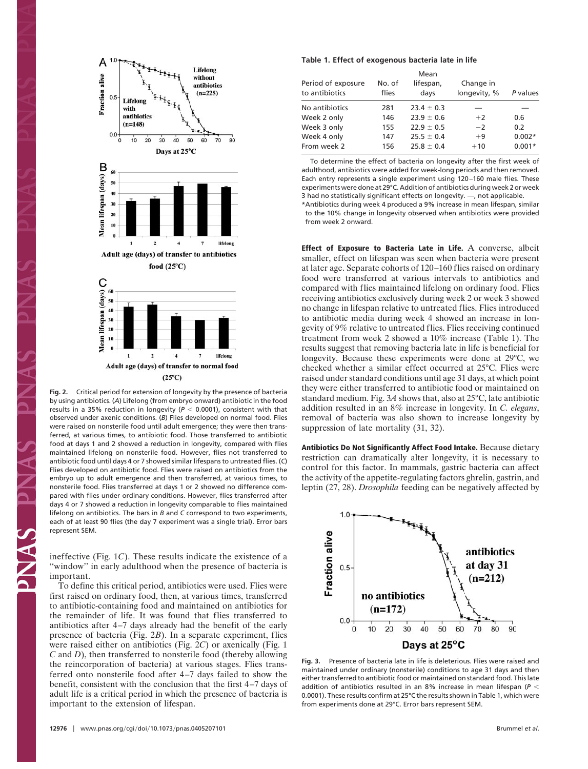**Fig. 2.** Critical period for extension of longevity by the presence of bacteria by using antibiotics. (*A*) Lifelong (from embryo onward) antibiotic in the food results in a 35% reduction in longevity ($P < 0.0001$), consistent with that observed under axenic conditions. (*B*) Flies developed on normal food. Flies were raised on nonsterile food until adult emergence; they were then transferred, at various times, to antibiotic food. Those transferred to antibiotic food at days 1 and 2 showed a reduction in longevity, compared with flies maintained lifelong on nonsterile food. However, flies not transferred to antibiotic food until days 4 or 7 showed similar lifespans to untreated flies. (*C*) Flies developed on antibiotic food. Flies were raised on antibiotics from the embryo up to adult emergence and then transferred, at various times, to nonsterile food. Flies transferred at days 1 or 2 showed no difference compared with flies under ordinary conditions. However, flies transferred after days 4 or 7 showed a reduction in longevity comparable to flies maintained lifelong on antibiotics. The bars in *B* and *C* correspond to two experiments, each of at least 90 flies (the day 7 experiment was a single trial). Error bars represent SEM.

ineffective (Fig. 1*C*). These results indicate the existence of a "window" in early adulthood when the presence of bacteria is important.

To define this critical period, antibiotics were used. Flies were first raised on ordinary food, then, at various times, transferred to antibiotic-containing food and maintained on antibiotics for the remainder of life. It was found that flies transferred to antibiotics after 4–7 days already had the benefit of the early presence of bacteria (Fig. 2*B*). In a separate experiment, flies were raised either on antibiotics (Fig. 2*C*) or axenically (Fig. 1 *C* and *D*), then transferred to nonsterile food (thereby allowing the reincorporation of bacteria) at various stages. Flies transferred onto nonsterile food after 4–7 days failed to show the benefit, consistent with the conclusion that the first 4–7 days of adult life is a critical period in which the presence of bacteria is important to the extension of lifespan.

**Table 1. Effect of exogenous bacteria late in life**

| Period of exposure to antibiotics | No. of flies | Mean lifespan, days | Change in longevity, % | *P* values |
|---|---|---|---|---|
| No antibiotics | 281 | 23.4 ± 0.3 | — | — |
| Week 2 only | 146 | 23.9 ± 0.6 | +2 | 0.6 |
| Week 3 only | 155 | 22.9 ± 0.5 | −2 | 0.2 |
| Week 4 only | 147 | 25.5 ± 0.4 | +9 | 0.002* |
| From week 2 | 156 | 25.8 ± 0.4 | +10 | 0.001* |

To determine the effect of bacteria on longevity after the first week of adulthood, antibiotics were added for week-long periods and then removed. Each entry represents a single experiment using 120–160 male flies. These experiments were done at 29°C. Addition of antibiotics during week 2 or week 3 had no statistically significant effects on longevity. —, not applicable.
*Antibiotics during week 4 produced a 9% increase in mean lifespan, similar to the 10% change in longevity observed when antibiotics were provided from week 2 onward.

**Effect of Exposure to Bacteria Late in Life.** A converse, albeit smaller, effect on lifespan was seen when bacteria were present at later age. Separate cohorts of 120–160 flies raised on ordinary food were transferred at various intervals to antibiotics and compared with flies maintained lifelong on ordinary food. Flies receiving antibiotics exclusively during week 2 or week 3 showed no change in lifespan relative to untreated flies. Flies introduced to antibiotic media during week 4 showed an increase in longevity of 9% relative to untreated flies. Flies receiving continued treatment from week 2 showed a 10% increase (Table 1). The results suggest that removing bacteria late in life is beneficial for longevity. Because these experiments were done at 29°C, we checked whether a similar effect occurred at 25°C. Flies were raised under standard conditions until age 31 days, at which point they were either transferred to antibiotic food or maintained on standard medium. Fig. 3*A* shows that, also at 25°C, late antibiotic addition resulted in an 8% increase in longevity. In *C. elegans*, removal of bacteria was also shown to increase longevity by suppression of late mortality (31, 32).

**Antibiotics Do Not Significantly Affect Food Intake.** Because dietary restriction can dramatically alter longevity, it is necessary to control for this factor. In mammals, gastric bacteria can affect the activity of the appetite-regulating factors ghrelin, gastrin, and leptin (27, 28). *Drosophila* feeding can be negatively affected by

**Fig. 3.** Presence of bacteria late in life is deleterious. Flies were raised and maintained under ordinary (nonsterile) conditions to age 31 days and then either transferred to antibiotic food or maintained on standard food. This late addition of antibiotics resulted in an 8% increase in mean lifespan ($P < 0.0001$). These results confirm at 25°C the results shown in Table 1, which were from experiments done at 29°C. Error bars represent SEM.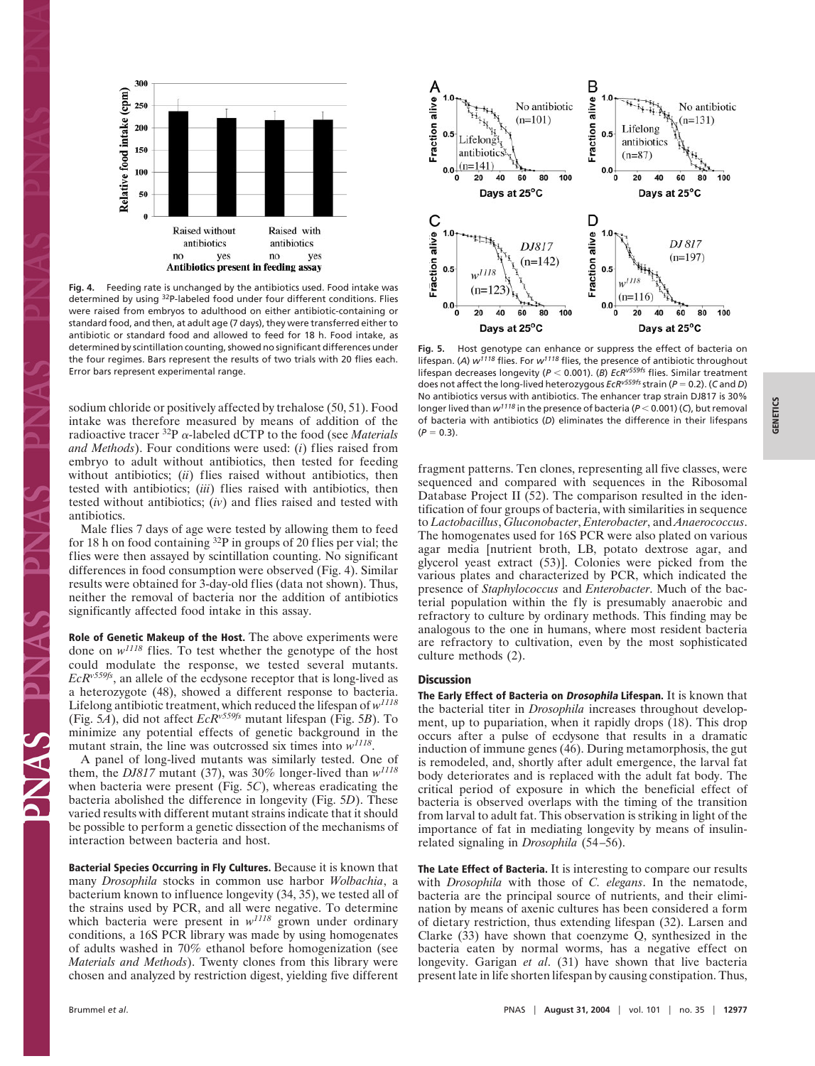Fig. 4. Feeding rate is unchanged by the antibiotics used. Food intake was determined by using $^{32}$P-labeled food under four different conditions. Flies were raised from embryos to adulthood on either antibiotic-containing or standard food, and then, at adult age (7 days), they were transferred either to antibiotic or standard food and allowed to feed for 18 h. Food intake, as determined by scintillation counting, showed no significant differences under the four regimes. Bars represent the results of two trials with 20 flies each. Error bars represent experimental range.

sodium chloride or positively affected by trehalose (50, 51). Food intake was therefore measured by means of addition of the radioactive tracer $^{32}$P $\alpha$-labeled dCTP to the food (see *Materials and Methods*). Four conditions were used: (*i*) flies raised from embryo to adult without antibiotics, then tested for feeding without antibiotics; (*ii*) flies raised without antibiotics, then tested with antibiotics; (*iii*) flies raised with antibiotics, then tested without antibiotics; (*iv*) and flies raised and tested with antibiotics.

Male flies 7 days of age were tested by allowing them to feed for 18 h on food containing $^{32}$P in groups of 20 flies per vial; the flies were then assayed by scintillation counting. No significant differences in food consumption were observed (Fig. 4). Similar results were obtained for 3-day-old flies (data not shown). Thus, neither the removal of bacteria nor the addition of antibiotics significantly affected food intake in this assay.

**Role of Genetic Makeup of the Host.** The above experiments were done on $w^{1118}$ flies. To test whether the genotype of the host could modulate the response, we tested several mutants. $EcR^{v559fs}$, an allele of the ecdysone receptor that is long-lived as a heterozygote (48), showed a different response to bacteria. Lifelong antibiotic treatment, which reduced the lifespan of $w^{1118}$ (Fig. 5*A*), did not affect $EcR^{v559fs}$ mutant lifespan (Fig. 5*B*). To minimize any potential effects of genetic background in the mutant strain, the line was outcrossed six times into $w^{1118}$.

A panel of long-lived mutants was similarly tested. One of them, the *DJ817* mutant (37), was 30% longer-lived than $w^{1118}$ when bacteria were present (Fig. 5*C*), whereas eradicating the bacteria abolished the difference in longevity (Fig. 5*D*). These varied results with different mutant strains indicate that it should be possible to perform a genetic dissection of the mechanisms of interaction between bacteria and host.

**Bacterial Species Occurring in Fly Cultures.** Because it is known that many *Drosophila* stocks in common use harbor *Wolbachia*, a bacterium known to influence longevity (34, 35), we tested all of the strains used by PCR, and all were negative. To determine which bacteria were present in $w^{1118}$ grown under ordinary conditions, a 16S PCR library was made by using homogenates of adults washed in 70% ethanol before homogenization (see *Materials and Methods*). Twenty clones from this library were chosen and analyzed by restriction digest, yielding five different fragment patterns. Ten clones, representing all five classes, were sequenced and compared with sequences in the Ribosomal Database Project II (52). The comparison resulted in the identification of four groups of bacteria, with similarities in sequence to *Lactobacillus*, *Gluconobacter*, *Enterobacter*, and *Anaerococcus*. The homogenates used for 16S PCR were also plated on various agar media [nutrient broth, LB, potato dextrose agar, and glycerol yeast extract (53)]. Colonies were picked from the various plates and characterized by PCR, which indicated the presence of *Staphylococcus* and *Enterobacter*. Much of the bacterial population within the fly is presumably anaerobic and refractory to culture by ordinary methods. This finding may be analogous to the one in humans, where most resident bacteria are refractory to cultivation, even by the most sophisticated culture methods (2).

Fig. 5. Host genotype can enhance or suppress the effect of bacteria on lifespan. (*A*) $w^{1118}$ flies. For $w^{1118}$ flies, the presence of antibiotic throughout lifespan decreases longevity ($P < 0.001$). (*B*) $EcR^{v559fs}$ flies. Similar treatment does not affect the long-lived heterozygous $EcR^{v559fs}$ strain ($P = 0.2$). (*C* and *D*) No antibiotics versus with antibiotics. The enhancer trap strain DJ817 is 30% longer lived than $w^{1118}$ in the presence of bacteria ($P < 0.001$) (*C*), but removal of bacteria with antibiotics (*D*) eliminates the difference in their lifespans ($P = 0.3$).

## Discussion

**The Early Effect of Bacteria on *Drosophila* Lifespan.** It is known that the bacterial titer in *Drosophila* increases throughout development, up to pupariation, when it rapidly drops (18). This drop occurs after a pulse of ecdysone that results in a dramatic induction of immune genes (46). During metamorphosis, the gut is remodeled, and, shortly after adult emergence, the larval fat body deteriorates and is replaced with the adult fat body. The critical period of exposure in which the beneficial effect of bacteria is observed overlaps with the timing of the transition from larval to adult fat. This observation is striking in light of the importance of fat in mediating longevity by means of insulin-related signaling in *Drosophila* (54–56).

**The Late Effect of Bacteria.** It is interesting to compare our results with *Drosophila* with those of *C. elegans*. In the nematode, bacteria are the principal source of nutrients, and their elimination by means of axenic cultures has been considered a form of dietary restriction, thus extending lifespan (32). Larsen and Clarke (33) have shown that coenzyme Q, synthesized in the bacteria eaten by normal worms, has a negative effect on longevity. Garigan *et al.* (31) have shown that live bacteria present late in life shorten lifespan by causing constipation. Thus,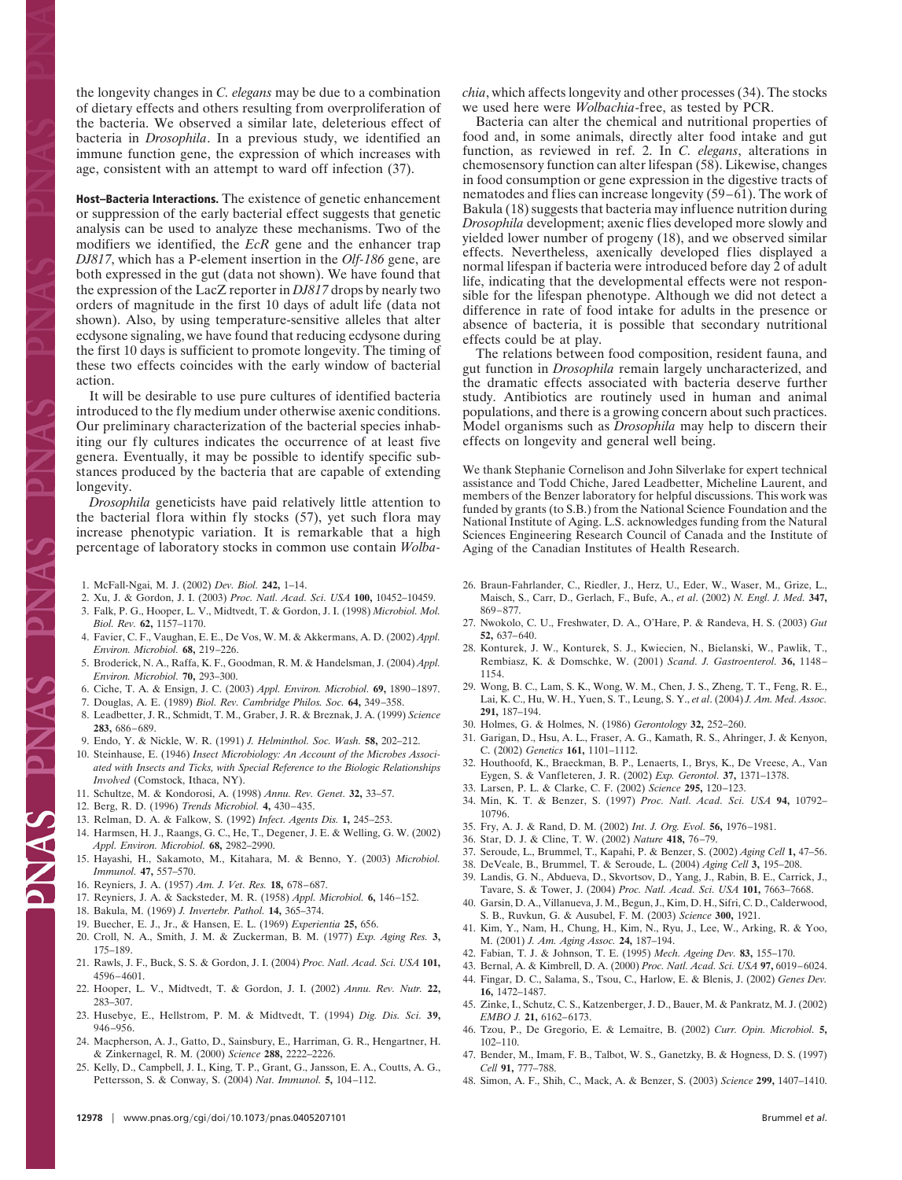the longevity changes in *C. elegans* may be due to a combination of dietary effects and others resulting from overproliferation of the bacteria. We observed a similar late, deleterious effect of bacteria in *Drosophila*. In a previous study, we identified an immune function gene, the expression of which increases with age, consistent with an attempt to ward off infection (37).

**Host–Bacteria Interactions.** The existence of genetic enhancement or suppression of the early bacterial effect suggests that genetic analysis can be used to analyze these mechanisms. Two of the modifiers we identified, the *EcR* gene and the enhancer trap *DJ817*, which has a P-element insertion in the *Olf-186* gene, are both expressed in the gut (data not shown). We have found that the expression of the LacZ reporter in *DJ817* drops by nearly two orders of magnitude in the first 10 days of adult life (data not shown). Also, by using temperature-sensitive alleles that alter ecdysone signaling, we have found that reducing ecdysone during the first 10 days is sufficient to promote longevity. The timing of these two effects coincides with the early window of bacterial action.

It will be desirable to use pure cultures of identified bacteria introduced to the fly medium under otherwise axenic conditions. Our preliminary characterization of the bacterial species inhabiting our fly cultures indicates the occurrence of at least five genera. Eventually, it may be possible to identify specific substances produced by the bacteria that are capable of extending longevity.

*Drosophila* geneticists have paid relatively little attention to the bacterial flora within fly stocks (57), yet such flora may increase phenotypic variation. It is remarkable that a high percentage of laboratory stocks in common use contain *Wolbachia*, which affects longevity and other processes (34). The stocks we used here were *Wolbachia*-free, as tested by PCR.

Bacteria can alter the chemical and nutritional properties of food and, in some animals, directly alter food intake and gut function, as reviewed in ref. 2. In *C. elegans*, alterations in chemosensory function can alter lifespan (58). Likewise, changes in food consumption or gene expression in the digestive tracts of nematodes and flies can increase longevity (59–61). The work of Bakula (18) suggests that bacteria may influence nutrition during *Drosophila* development; axenic flies developed more slowly and yielded lower number of progeny (18), and we observed similar effects. Nevertheless, axenically developed flies displayed a normal lifespan if bacteria were introduced before day 2 of adult life, indicating that the developmental effects were not responsible for the lifespan phenotype. Although we did not detect a difference in rate of food intake for adults in the presence or absence of bacteria, it is possible that secondary nutritional effects could be at play.

The relations between food composition, resident fauna, and gut function in *Drosophila* remain largely uncharacterized, and the dramatic effects associated with bacteria deserve further study. Antibiotics are routinely used in human and animal populations, and there is a growing concern about such practices. Model organisms such as *Drosophila* may help to discern their effects on longevity and general well being.

We thank Stephanie Cornelison and John Silverlake for expert technical assistance and Todd Chiche, Jared Leadbetter, Micheline Laurent, and members of the Benzer laboratory for helpful discussions. This work was funded by grants (to S.B.) from the National Science Foundation and the National Institute of Aging. L.S. acknowledges funding from the Natural Sciences Engineering Research Council of Canada and the Institute of Aging of the Canadian Institutes of Health Research.

1. McFall-Ngai, M. J. (2002) *Dev. Biol.* **242,** 1–14.
2. Xu, J. & Gordon, J. I. (2003) *Proc. Natl. Acad. Sci. USA* **100,** 10452–10459.
3. Falk, P. G., Hooper, L. V., Midtvedt, T. & Gordon, J. I. (1998) *Microbiol. Mol. Biol. Rev.* **62,** 1157–1170.
4. Favier, C. F., Vaughan, E. E., De Vos, W. M. & Akkermans, A. D. (2002) *Appl. Environ. Microbiol.* **68,** 219–226.
5. Broderick, N. A., Raffa, K. F., Goodman, R. M. & Handelsman, J. (2004) *Appl. Environ. Microbiol.* **70,** 293–300.
6. Ciche, T. A. & Ensign, J. C. (2003) *Appl. Environ. Microbiol.* **69,** 1890–1897.
7. Douglas, A. E. (1989) *Biol. Rev. Cambridge Philos. Soc.* **64,** 349–358.
8. Leadbetter, J. R., Schmidt, T. M., Graber, J. R. & Breznak, J. A. (1999) *Science* **283,** 686–689.
9. Endo, Y. & Nickle, W. R. (1991) *J. Helminthol. Soc. Wash.* **58,** 202–212.
10. Steinhause, E. (1946) *Insect Microbiology: An Account of the Microbes Associated with Insects and Ticks, with Special Reference to the Biologic Relationships Involved* (Comstock, Ithaca, NY).
11. Schultze, M. & Kondorosi, A. (1998) *Annu. Rev. Genet.* **32,** 33–57.
12. Berg, R. D. (1996) *Trends Microbiol.* **4,** 430–435.
13. Relman, D. A. & Falkow, S. (1992) *Infect. Agents Dis.* **1,** 245–253.
14. Harmsen, H. J., Raangs, G. C., He, T., Degener, J. E. & Welling, G. W. (2002) *Appl. Environ. Microbiol.* **68,** 2982–2990.
15. Hayashi, H., Sakamoto, M., Kitahara, M. & Benno, Y. (2003) *Microbiol. Immunol.* **47,** 557–570.
16. Reyniers, J. A. (1957) *Am. J. Vet. Res.* **18,** 678–687.
17. Reyniers, J. A. & Sacksteder, M. R. (1958) *Appl. Microbiol.* **6,** 146–152.
18. Bakula, M. (1969) *J. Invertebr. Pathol.* **14,** 365–374.
19. Buecher, E. J., Jr., & Hansen, E. L. (1969) *Experientia* **25,** 656.
20. Croll, N. A., Smith, J. M. & Zuckerman, B. M. (1977) *Exp. Aging Res.* **3,** 175–189.
21. Rawls, J. F., Buck, S. S. & Gordon, J. I. (2004) *Proc. Natl. Acad. Sci. USA* **101,** 4596–4601.
22. Hooper, L. V., Midtvedt, T. & Gordon, J. I. (2002) *Annu. Rev. Nutr.* **22,** 283–307.
23. Husebye, E., Hellstrom, P. M. & Midtvedt, T. (1994) *Dig. Dis. Sci.* **39,** 946–956.
24. Macpherson, A. J., Gatto, D., Sainsbury, E., Harriman, G. R., Hengartner, H. & Zinkernagel, R. M. (2000) *Science* **288,** 2222–2226.
25. Kelly, D., Campbell, J. I., King, T. P., Grant, G., Jansson, E. A., Coutts, A. G., Pettersson, S. & Conway, S. (2004) *Nat. Immunol.* **5,** 104–112.
26. Braun-Fahrlander, C., Riedler, J., Herz, U., Eder, W., Waser, M., Grize, L., Maisch, S., Carr, D., Gerlach, F., Bufe, A., *et al.* (2002) *N. Engl. J. Med.* **347,** 869–877.
27. Nwokolo, C. U., Freshwater, D. A., O'Hare, P. & Randeva, H. S. (2003) *Gut* **52,** 637–640.
28. Konturek, J. W., Konturek, S. J., Kwiecien, N., Bielanski, W., Pawlik, T., Rembiasz, K. & Domschke, W. (2001) *Scand. J. Gastroenterol.* **36,** 1148–1154.
29. Wong, B. C., Lam, S. K., Wong, W. M., Chen, J. S., Zheng, T. T., Feng, R. E., Lai, K. C., Hu, W. H., Yuen, S. T., Leung, S. Y., *et al*. (2004) *J. Am. Med. Assoc.* **291,** 187–194.
30. Holmes, G. & Holmes, N. (1986) *Gerontology* **32,** 252–260.
31. Garigan, D., Hsu, A. L., Fraser, A. G., Kamath, R. S., Ahringer, J. & Kenyon, C. (2002) *Genetics* **161,** 1101–1112.
32. Houthoofd, K., Braeckman, B. P., Lenaerts, I., Brys, K., De Vreese, A., Van Eygen, S. & Vanfleteren, J. R. (2002) *Exp. Gerontol.* **37,** 1371–1378.
33. Larsen, P. L. & Clarke, C. F. (2002) *Science* **295,** 120–123.
34. Min, K. T. & Benzer, S. (1997) *Proc. Natl. Acad. Sci. USA* **94,** 10792–10796.
35. Fry, A. J. & Rand, D. M. (2002) *Int. J. Org. Evol.* **56,** 1976–1981.
36. Star, D. J. & Cline, T. W. (2002) *Nature* **418,** 76–79.
37. Seroude, L., Brummel, T., Kapahi, P. & Benzer, S. (2002) *Aging Cell* **1,** 47–56.
38. DeVeale, B., Brummel, T. & Seroude, L. (2004) *Aging Cell* **3,** 195–208.
39. Landis, G. N., Abdueva, D., Skvortsov, D., Yang, J., Rabin, B. E., Carrick, J., Tavare, S. & Tower, J. (2004) *Proc. Natl. Acad. Sci. USA* **101,** 7663–7668.
40. Garsin, D. A., Villanueva, J. M., Begun, J., Kim, D. H., Sifri, C. D., Calderwood, S. B., Ruvkun, G. & Ausubel, F. M. (2003) *Science* **300,** 1921.
41. Kim, Y., Nam, H., Chung, H., Kim, N., Ryu, J., Lee, W., Arking, R. & Yoo, M. (2001) *J. Am. Aging Assoc.* **24,** 187–194.
42. Fabian, T. J. & Johnson, T. E. (1995) *Mech. Ageing Dev.* **83,** 155–170.
43. Bernal, A. & Kimbrell, D. A. (2000) *Proc. Natl. Acad. Sci. USA* **97,** 6019–6024.
44. Fingar, D. C., Salama, S., Tsou, C., Harlow, E. & Blenis, J. (2002) *Genes Dev.* **16,** 1472–1487.
45. Zinke, I., Schutz, C. S., Katzenberger, J. D., Bauer, M. & Pankratz, M. J. (2002) *EMBO J.* **21,** 6162–6173.
46. Tzou, P., De Gregorio, E. & Lemaitre, B. (2002) *Curr. Opin. Microbiol.* **5,** 102–110.
47. Bender, M., Imam, F. B., Talbot, W. S., Ganetzky, B. & Hogness, D. S. (1997) *Cell* **91,** 777–788.
48. Simon, A. F., Shih, C., Mack, A. & Benzer, S. (2003) *Science* **299,** 1407–1410.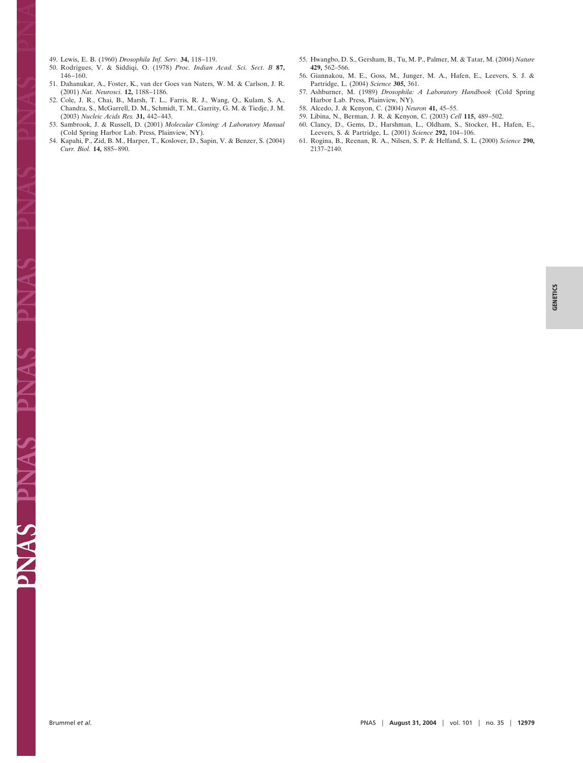49. Lewis, E. B. (1960) *Drosophila Inf. Serv.* **34,** 118–119.
50. Rodrigues, V. & Siddiqi, O. (1978) *Proc. Indian Acad. Sci. Sect. B* **87,** 146–160.
51. Dahanukar, A., Foster, K., van der Goes van Naters, W. M. & Carlson, J. R. (2001) *Nat. Neurosci.* **12,** 1188–1186.
52. Cole, J. R., Chai, B., Marsh, T. L., Farris, R. J., Wang, Q., Kulam, S. A., Chandra, S., McGarrell, D. M., Schmidt, T. M., Garrity, G. M. & Tiedje, J. M. (2003) *Nucleic Acids Res.* **31,** 442–443.
53. Sambrook, J. & Russell, D. (2001) *Molecular Cloning: A Laboratory Manual* (Cold Spring Harbor Lab. Press, Plainview, NY).
54. Kapahi, P., Zid, B. M., Harper, T., Koslover, D., Sapin, V. & Benzer, S. (2004) *Curr. Biol.* **14,** 885–890.
55. Hwangbo, D. S., Gersham, B., Tu, M. P., Palmer, M. & Tatar, M. (2004) *Nature* **429,** 562–566.
56. Giannakou, M. E., Goss, M., Junger, M. A., Hafen, E., Leevers, S. J. & Partridge, L. (2004) *Science* **305,** 361.
57. Ashburner, M. (1989) *Drosophila: A Laboratory Handbook* (Cold Spring Harbor Lab. Press, Plainview, NY).
58. Alcedo, J. & Kenyon, C. (2004) *Neuron* **41,** 45–55.
59. Libina, N., Berman, J. R. & Kenyon, C. (2003) *Cell* **115,** 489–502.
60. Clancy, D., Gems, D., Harshman, L., Oldham, S., Stocker, H., Hafen, E., Leevers, S. & Partridge, L. (2001) *Science* **292,** 104–106.
61. Rogina, B., Reenan, R. A., Nilsen, S. P. & Helfand, S. L. (2000) *Science* **290,** 2137–2140.